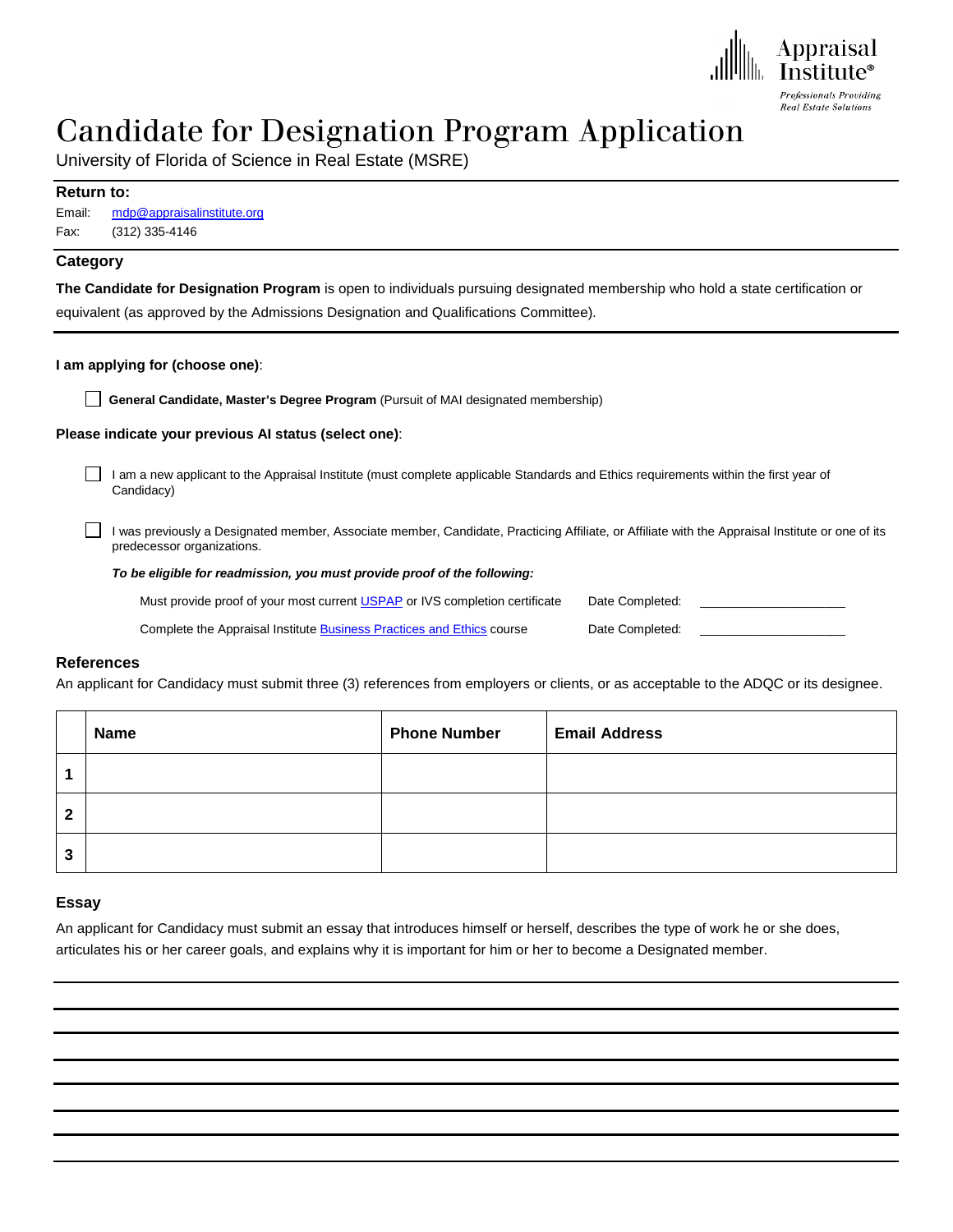# Candidate for Designation Program Application

University of Florida of Science in Real Estate (MSRE)

**Return to:**

Email: mdp@appraisalinstitute.org

Fax: (312) 335-4146

## Category

**The Candidate for Designation Program** is open to individuals pursuing designated membership who hold a state certification or equivalent (as approved by the Admissions Designation and Qualifications Committee).

**I am applying for (choose one)**:

☐ **General Candidate, Master's Degree Program** (Pursuit of MAI designated membership)

**Please indicate your previous AI status (select one)**:

☐ I am a new applicant to the Appraisal Institute (must complete applicable Standards and Ethics requirements within the first year of Candidacy)

☐ I was previously a Designated member, Associate member, Candidate, Practicing Affiliate, or Affiliate with the Appraisal Institute or one of its predecessor organizations.

***To be eligible for readmission, you must provide proof of the following:***

Must provide proof of your most current USPAP or IVS completion certificate Date Completed: ____________________

Complete the Appraisal Institute Business Practices and Ethics course Date Completed: ____________________

## References

An applicant for Candidacy must submit three (3) references from employers or clients, or as acceptable to the ADQC or its designee.

| | Name | Phone Number | Email Address |
|---|---|---|---|
| **1** | | | |
| **2** | | | |
| **3** | | | |

## Essay

An applicant for Candidacy must submit an essay that introduces himself or herself, describes the type of work he or she does, articulates his or her career goals, and explains why it is important for him or her to become a Designated member.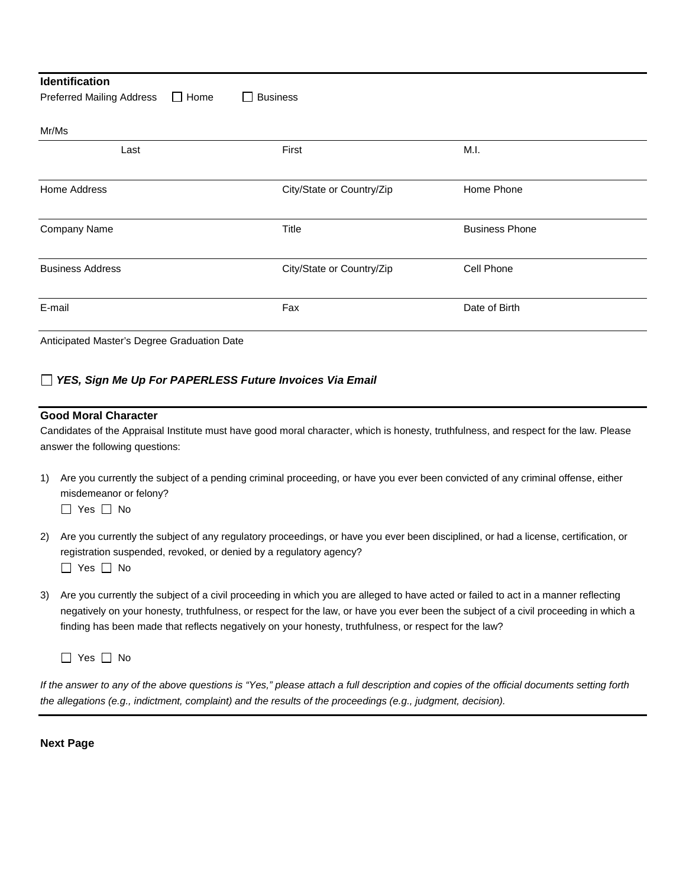## Identification

Preferred Mailing Address ☐ Home ☐ Business

Mr/Ms

| Last | First | M.I. |
|---|---|---|
| Home Address | City/State or Country/Zip | Home Phone |
| Company Name | Title | Business Phone |
| Business Address | City/State or Country/Zip | Cell Phone |
| E-mail | Fax | Date of Birth |

Anticipated Master's Degree Graduation Date

☐ ***YES, Sign Me Up For PAPERLESS Future Invoices Via Email***

## Good Moral Character

Candidates of the Appraisal Institute must have good moral character, which is honesty, truthfulness, and respect for the law. Please answer the following questions:

1) Are you currently the subject of a pending criminal proceeding, or have you ever been convicted of any criminal offense, either misdemeanor or felony?
   ☐ Yes ☐ No

2) Are you currently the subject of any regulatory proceedings, or have you ever been disciplined, or had a license, certification, or registration suspended, revoked, or denied by a regulatory agency?
   ☐ Yes ☐ No

3) Are you currently the subject of a civil proceeding in which you are alleged to have acted or failed to act in a manner reflecting negatively on your honesty, truthfulness, or respect for the law, or have you ever been the subject of a civil proceeding in which a finding has been made that reflects negatively on your honesty, truthfulness, or respect for the law?

   ☐ Yes ☐ No

*If the answer to any of the above questions is "Yes," please attach a full description and copies of the official documents setting forth the allegations (e.g., indictment, complaint) and the results of the proceedings (e.g., judgment, decision).*

**Next Page**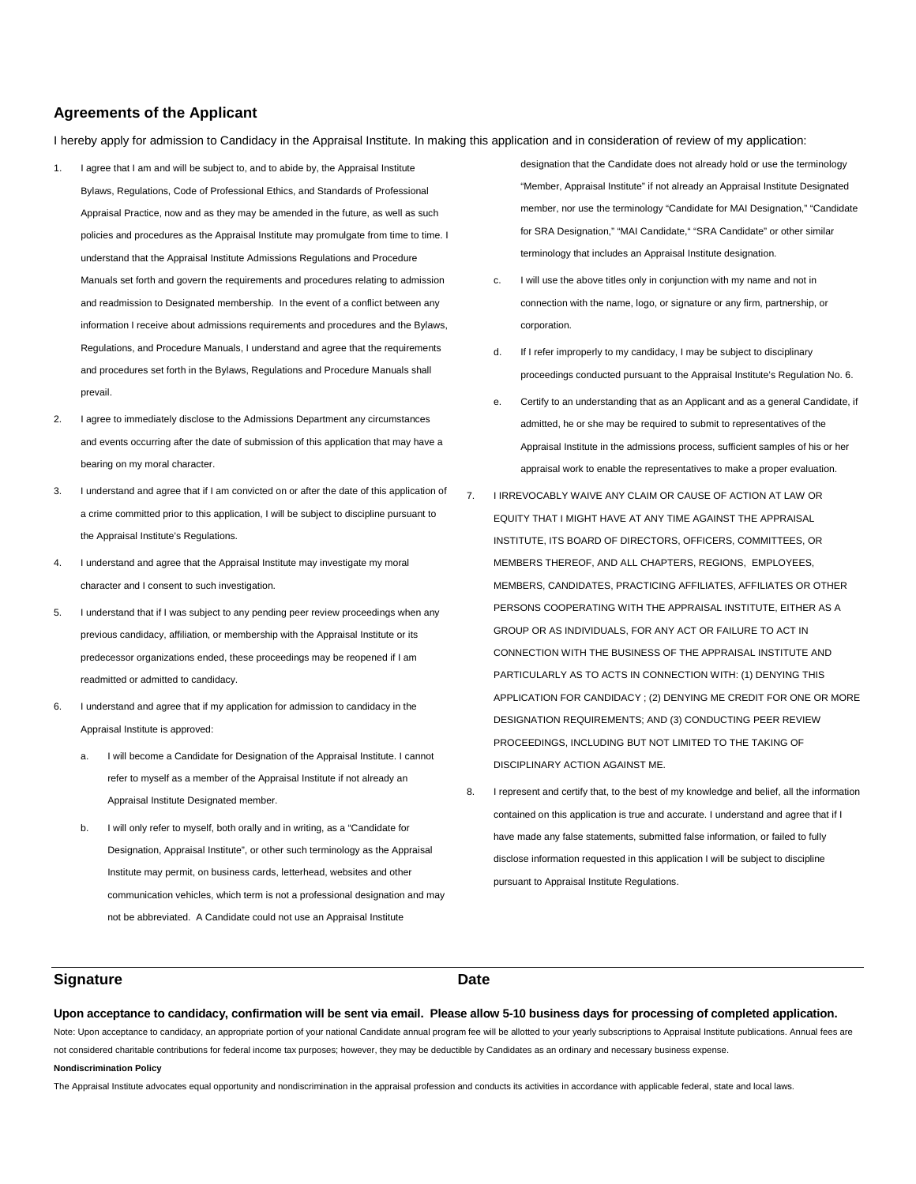## Agreements of the Applicant

I hereby apply for admission to Candidacy in the Appraisal Institute. In making this application and in consideration of review of my application:

1. I agree that I am and will be subject to, and to abide by, the Appraisal Institute Bylaws, Regulations, Code of Professional Ethics, and Standards of Professional Appraisal Practice, now and as they may be amended in the future, as well as such policies and procedures as the Appraisal Institute may promulgate from time to time. I understand that the Appraisal Institute Admissions Regulations and Procedure Manuals set forth and govern the requirements and procedures relating to admission and readmission to Designated membership. In the event of a conflict between any information I receive about admissions requirements and procedures and the Bylaws, Regulations, and Procedure Manuals, I understand and agree that the requirements and procedures set forth in the Bylaws, Regulations and Procedure Manuals shall prevail.
2. I agree to immediately disclose to the Admissions Department any circumstances and events occurring after the date of submission of this application that may have a bearing on my moral character.
3. I understand and agree that if I am convicted on or after the date of this application of a crime committed prior to this application, I will be subject to discipline pursuant to the Appraisal Institute's Regulations.
4. I understand and agree that the Appraisal Institute may investigate my moral character and I consent to such investigation.
5. I understand that if I was subject to any pending peer review proceedings when any previous candidacy, affiliation, or membership with the Appraisal Institute or its predecessor organizations ended, these proceedings may be reopened if I am readmitted or admitted to candidacy.
6. I understand and agree that if my application for admission to candidacy in the Appraisal Institute is approved:
   a. I will become a Candidate for Designation of the Appraisal Institute. I cannot refer to myself as a member of the Appraisal Institute if not already an Appraisal Institute Designated member.
   b. I will only refer to myself, both orally and in writing, as a "Candidate for Designation, Appraisal Institute", or other such terminology as the Appraisal Institute may permit, on business cards, letterhead, websites and other communication vehicles, which term is not a professional designation and may not be abbreviated. A Candidate could not use an Appraisal Institute designation that the Candidate does not already hold or use the terminology "Member, Appraisal Institute" if not already an Appraisal Institute Designated member, nor use the terminology "Candidate for MAI Designation," "Candidate for SRA Designation," "MAI Candidate," "SRA Candidate" or other similar terminology that includes an Appraisal Institute designation.
   c. I will use the above titles only in conjunction with my name and not in connection with the name, logo, or signature or any firm, partnership, or corporation.
   d. If I refer improperly to my candidacy, I may be subject to disciplinary proceedings conducted pursuant to the Appraisal Institute's Regulation No. 6.
   e. Certify to an understanding that as an Applicant and as a general Candidate, if admitted, he or she may be required to submit to representatives of the Appraisal Institute in the admissions process, sufficient samples of his or her appraisal work to enable the representatives to make a proper evaluation.
7. I IRREVOCABLY WAIVE ANY CLAIM OR CAUSE OF ACTION AT LAW OR EQUITY THAT I MIGHT HAVE AT ANY TIME AGAINST THE APPRAISAL INSTITUTE, ITS BOARD OF DIRECTORS, OFFICERS, COMMITTEES, OR MEMBERS THEREOF, AND ALL CHAPTERS, REGIONS, EMPLOYEES, MEMBERS, CANDIDATES, PRACTICING AFFILIATES, AFFILIATES OR OTHER PERSONS COOPERATING WITH THE APPRAISAL INSTITUTE, EITHER AS A GROUP OR AS INDIVIDUALS, FOR ANY ACT OR FAILURE TO ACT IN CONNECTION WITH THE BUSINESS OF THE APPRAISAL INSTITUTE AND PARTICULARLY AS TO ACTS IN CONNECTION WITH: (1) DENYING THIS APPLICATION FOR CANDIDACY ; (2) DENYING ME CREDIT FOR ONE OR MORE DESIGNATION REQUIREMENTS; AND (3) CONDUCTING PEER REVIEW PROCEEDINGS, INCLUDING BUT NOT LIMITED TO THE TAKING OF DISCIPLINARY ACTION AGAINST ME.
8. I represent and certify that, to the best of my knowledge and belief, all the information contained on this application is true and accurate. I understand and agree that if I have made any false statements, submitted false information, or failed to fully disclose information requested in this application I will be subject to discipline pursuant to Appraisal Institute Regulations.

**Signature** **Date**

**Upon acceptance to candidacy, confirmation will be sent via email. Please allow 5-10 business days for processing of completed application.**

Note: Upon acceptance to candidacy, an appropriate portion of your national Candidate annual program fee will be allotted to your yearly subscriptions to Appraisal Institute publications. Annual fees are not considered charitable contributions for federal income tax purposes; however, they may be deductible by Candidates as an ordinary and necessary business expense.

**Nondiscrimination Policy**

The Appraisal Institute advocates equal opportunity and nondiscrimination in the appraisal profession and conducts its activities in accordance with applicable federal, state and local laws.